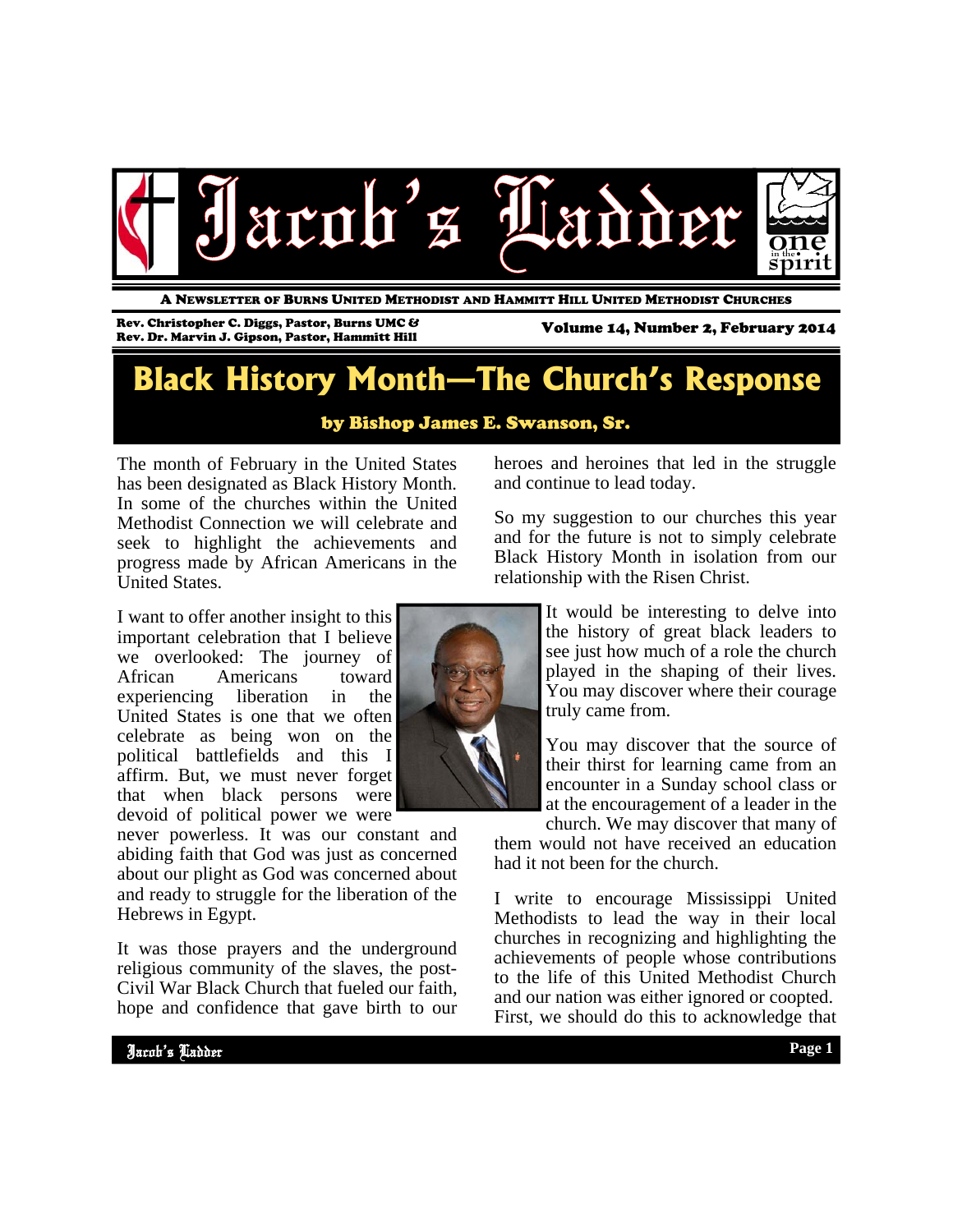# Jacob's Ladder

A NEWSLETTER OF BURNS UNITED METHODIST AND HAMMITT HILL UNITED METHODIST CHURCHES

Rev. Christopher C. Diggs, Pastor, Burns UMC &
Rev. Dr. Marvin J. Gipson, Pastor, Hammitt Hill

Volume 14, Number 2, February 2014

## Black History Month—The Church's Response

**by Bishop James E. Swanson, Sr.**

The month of February in the United States has been designated as Black History Month. In some of the churches within the United Methodist Connection we will celebrate and seek to highlight the achievements and progress made by African Americans in the United States.

I want to offer another insight to this important celebration that I believe we overlooked: The journey of African Americans toward experiencing liberation in the United States is one that we often celebrate as being won on the political battlefields and this I affirm. But, we must never forget that when black persons were devoid of political power we were never powerless. It was our constant and abiding faith that God was just as concerned about our plight as God was concerned about and ready to struggle for the liberation of the Hebrews in Egypt.

It was those prayers and the underground religious community of the slaves, the post-Civil War Black Church that fueled our faith, hope and confidence that gave birth to our heroes and heroines that led in the struggle and continue to lead today.

So my suggestion to our churches this year and for the future is not to simply celebrate Black History Month in isolation from our relationship with the Risen Christ.

It would be interesting to delve into the history of great black leaders to see just how much of a role the church played in the shaping of their lives. You may discover where their courage truly came from.

You may discover that the source of their thirst for learning came from an encounter in a Sunday school class or at the encouragement of a leader in the church. We may discover that many of them would not have received an education had it not been for the church.

I write to encourage Mississippi United Methodists to lead the way in their local churches in recognizing and highlighting the achievements of people whose contributions to the life of this United Methodist Church and our nation was either ignored or coopted. First, we should do this to acknowledge that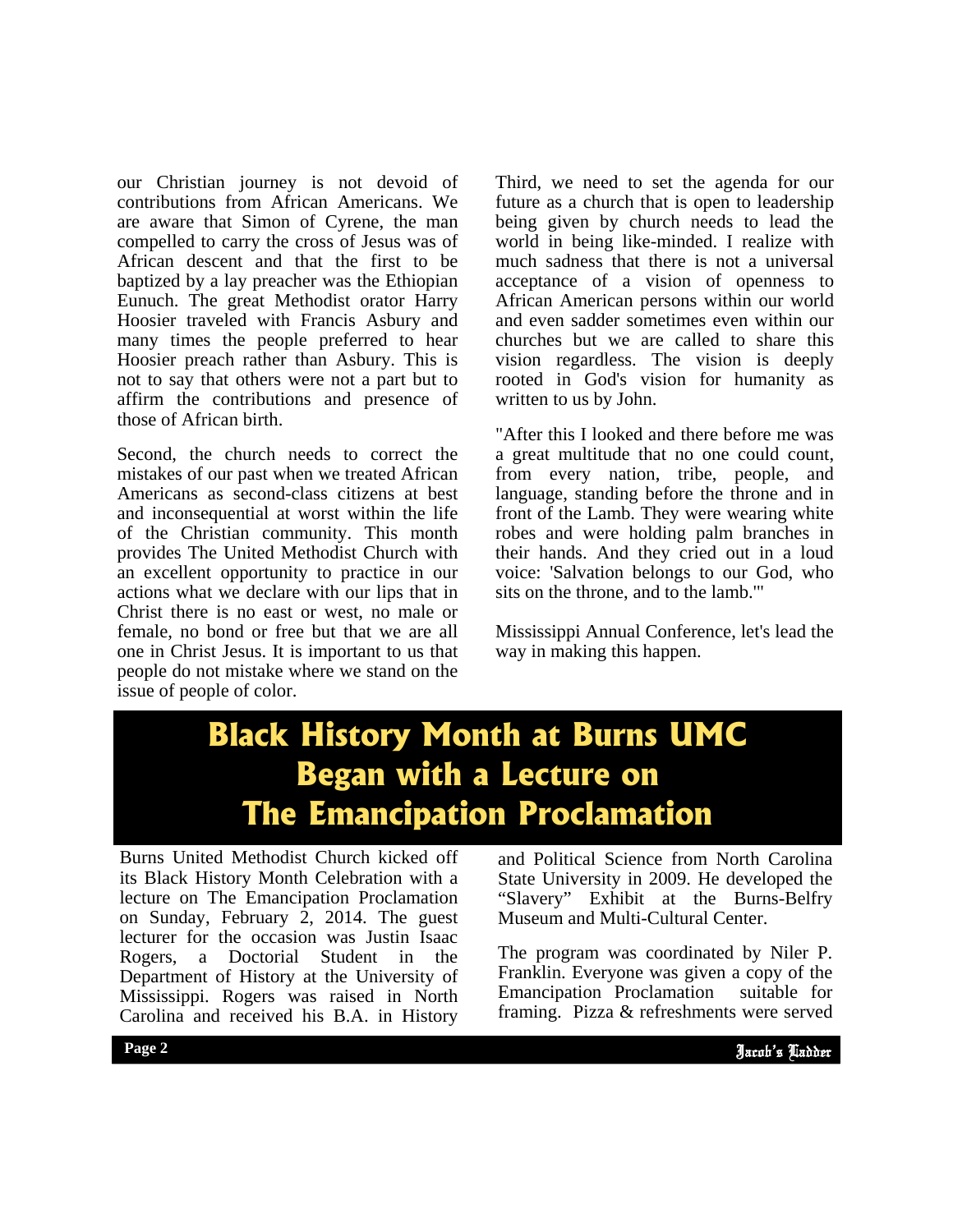our Christian journey is not devoid of contributions from African Americans. We are aware that Simon of Cyrene, the man compelled to carry the cross of Jesus was of African descent and that the first to be baptized by a lay preacher was the Ethiopian Eunuch. The great Methodist orator Harry Hoosier traveled with Francis Asbury and many times the people preferred to hear Hoosier preach rather than Asbury. This is not to say that others were not a part but to affirm the contributions and presence of those of African birth.

Second, the church needs to correct the mistakes of our past when we treated African Americans as second-class citizens at best and inconsequential at worst within the life of the Christian community. This month provides The United Methodist Church with an excellent opportunity to practice in our actions what we declare with our lips that in Christ there is no east or west, no male or female, no bond or free but that we are all one in Christ Jesus. It is important to us that people do not mistake where we stand on the issue of people of color.

Third, we need to set the agenda for our future as a church that is open to leadership being given by church needs to lead the world in being like-minded. I realize with much sadness that there is not a universal acceptance of a vision of openness to African American persons within our world and even sadder sometimes even within our churches but we are called to share this vision regardless. The vision is deeply rooted in God's vision for humanity as written to us by John.

"After this I looked and there before me was a great multitude that no one could count, from every nation, tribe, people, and language, standing before the throne and in front of the Lamb. They were wearing white robes and were holding palm branches in their hands. And they cried out in a loud voice: 'Salvation belongs to our God, who sits on the throne, and to the lamb.'"

Mississippi Annual Conference, let's lead the way in making this happen.

# Black History Month at Burns UMC Began with a Lecture on The Emancipation Proclamation

Burns United Methodist Church kicked off its Black History Month Celebration with a lecture on The Emancipation Proclamation on Sunday, February 2, 2014. The guest lecturer for the occasion was Justin Isaac Rogers, a Doctorial Student in the Department of History at the University of Mississippi. Rogers was raised in North Carolina and received his B.A. in History and Political Science from North Carolina State University in 2009. He developed the "Slavery" Exhibit at the Burns-Belfry Museum and Multi-Cultural Center.

The program was coordinated by Niler P. Franklin. Everyone was given a copy of the Emancipation Proclamation suitable for framing. Pizza & refreshments were served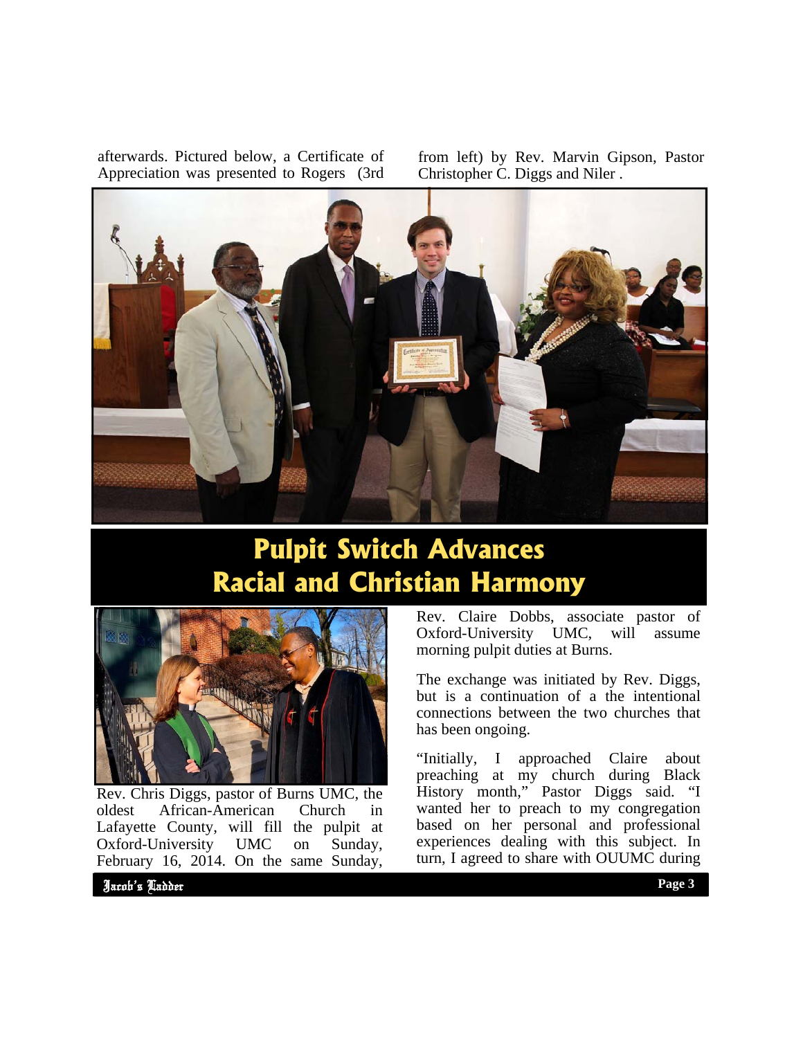afterwards. Pictured below, a Certificate of Appreciation was presented to Rogers (3rd from left) by Rev. Marvin Gipson, Pastor Christopher C. Diggs and Niler .

# Pulpit Switch Advances Racial and Christian Harmony

Rev. Chris Diggs, pastor of Burns UMC, the oldest African-American Church in Lafayette County, will fill the pulpit at Oxford-University UMC on Sunday, February 16, 2014. On the same Sunday, Rev. Claire Dobbs, associate pastor of Oxford-University UMC, will assume morning pulpit duties at Burns.

The exchange was initiated by Rev. Diggs, but is a continuation of a the intentional connections between the two churches that has been ongoing.

"Initially, I approached Claire about preaching at my church during Black History month," Pastor Diggs said. "I wanted her to preach to my congregation based on her personal and professional experiences dealing with this subject. In turn, I agreed to share with OUUMC during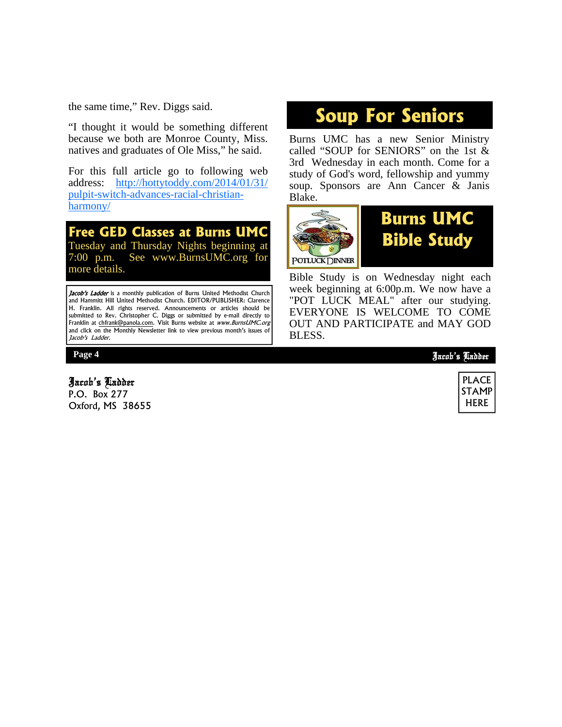the same time," Rev. Diggs said.

"I thought it would be something different because we both are Monroe County, Miss. natives and graduates of Ole Miss," he said.

For this full article go to following web address: http://hottytoddy.com/2014/01/31/pulpit-switch-advances-racial-christian-harmony/

## Free GED Classes at Burns UMC

Tuesday and Thursday Nights beginning at 7:00 p.m. See www.BurnsUMC.org for more details.

*Jacob's Ladder* is a monthly publication of Burns United Methodist Church and Hammitt Hill United Methodist Church. EDITOR/PUBLISHER: Clarence H. Franklin. All rights reserved. Announcements or articles should be submitted to Rev. Christopher C. Diggs or submitted by e-mail directly to Franklin at chfrank@panola.com. Visit Burns website at *www.BurnsUMC.org* and click on the Monthly Newsletter link to view previous month's issues of *Jacob's Ladder*.

## Soup For Seniors

Burns UMC has a new Senior Ministry called "SOUP for SENIORS" on the 1st & 3rd Wednesday in each month. Come for a study of God's word, fellowship and yummy soup. Sponsors are Ann Cancer & Janis Blake.

POTLUCK DINNER

## Burns UMC Bible Study

Bible Study is on Wednesday night each week beginning at 6:00p.m. We now have a "POT LUCK MEAL" after our studying. EVERYONE IS WELCOME TO COME OUT AND PARTICIPATE and MAY GOD BLESS.

Jacob's Ladder
P.O. Box 277
Oxford, MS 38655

PLACE STAMP HERE